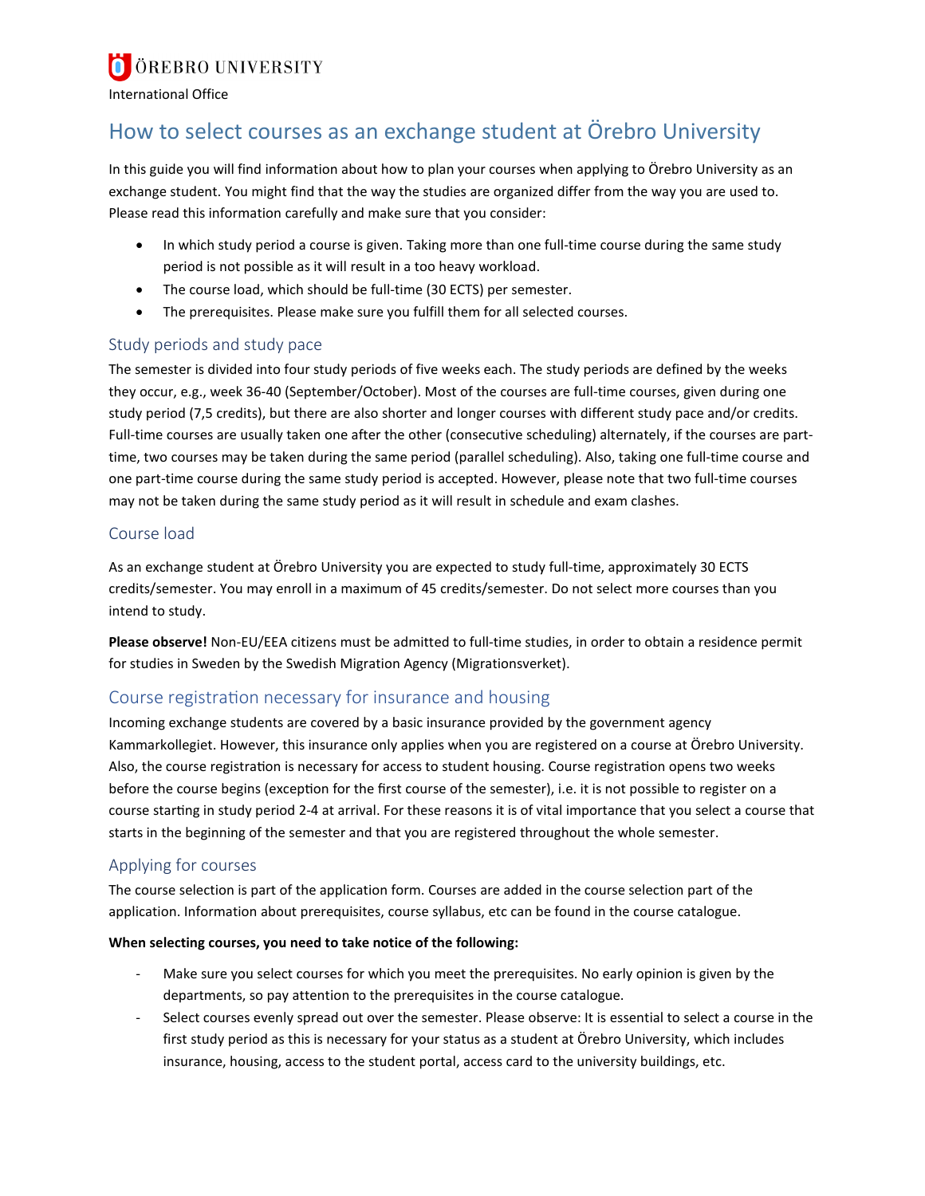ÖREBRO UNIVERSITY

International Office

# How to select courses as an exchange student at Örebro University

In this guide you will find information about how to plan your courses when applying to Örebro University as an exchange student. You might find that the way the studies are organized differ from the way you are used to. Please read this information carefully and make sure that you consider:

- In which study period a course is given. Taking more than one full-time course during the same study period is not possible as it will result in a too heavy workload.
- The course load, which should be full-time (30 ECTS) per semester.
- The prerequisites. Please make sure you fulfill them for all selected courses.

## Study periods and study pace

The semester is divided into four study periods of five weeks each. The study periods are defined by the weeks they occur, e.g., week 36-40 (September/October). Most of the courses are full-time courses, given during one study period (7,5 credits), but there are also shorter and longer courses with different study pace and/or credits. Full-time courses are usually taken one after the other (consecutive scheduling) alternately, if the courses are part-time, two courses may be taken during the same period (parallel scheduling). Also, taking one full-time course and one part-time course during the same study period is accepted. However, please note that two full-time courses may not be taken during the same study period as it will result in schedule and exam clashes.

## Course load

As an exchange student at Örebro University you are expected to study full-time, approximately 30 ECTS credits/semester. You may enroll in a maximum of 45 credits/semester. Do not select more courses than you intend to study.

**Please observe!** Non-EU/EEA citizens must be admitted to full-time studies, in order to obtain a residence permit for studies in Sweden by the Swedish Migration Agency (Migrationsverket).

## Course registration necessary for insurance and housing

Incoming exchange students are covered by a basic insurance provided by the government agency Kammarkollegiet. However, this insurance only applies when you are registered on a course at Örebro University. Also, the course registration is necessary for access to student housing. Course registration opens two weeks before the course begins (exception for the first course of the semester), i.e. it is not possible to register on a course starting in study period 2-4 at arrival. For these reasons it is of vital importance that you select a course that starts in the beginning of the semester and that you are registered throughout the whole semester.

## Applying for courses

The course selection is part of the application form. Courses are added in the course selection part of the application. Information about prerequisites, course syllabus, etc can be found in the course catalogue.

**When selecting courses, you need to take notice of the following:**

- Make sure you select courses for which you meet the prerequisites. No early opinion is given by the departments, so pay attention to the prerequisites in the course catalogue.
- Select courses evenly spread out over the semester. Please observe: It is essential to select a course in the first study period as this is necessary for your status as a student at Örebro University, which includes insurance, housing, access to the student portal, access card to the university buildings, etc.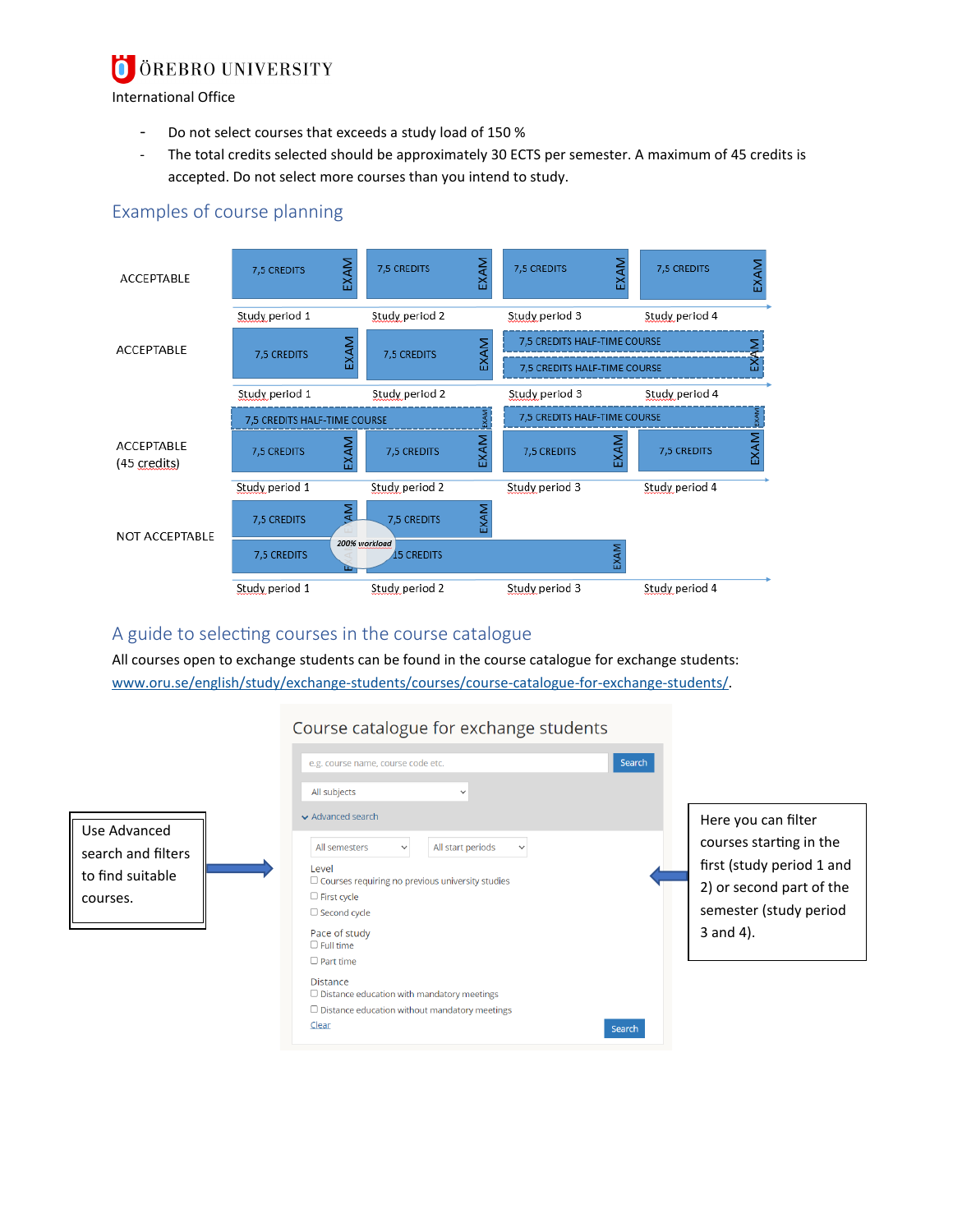- Do not select courses that exceeds a study load of 150 %
- The total credits selected should be approximately 30 ECTS per semester. A maximum of 45 credits is accepted. Do not select more courses than you intend to study.

## Examples of course planning

ACCEPTABLE

| 7,5 CREDITS EXAM | 7,5 CREDITS EXAM | 7,5 CREDITS EXAM | 7,5 CREDITS EXAM |
|---|---|---|---|
| Study period 1 | Study period 2 | Study period 3 | Study period 4 |

ACCEPTABLE

| 7,5 CREDITS EXAM | 7,5 CREDITS EXAM | 7,5 CREDITS HALF-TIME COURSE EXAM | |
|---|---|---|---|
| | | 7,5 CREDITS HALF-TIME COURSE EXAM | |
| Study period 1 | Study period 2 | Study period 3 | Study period 4 |

ACCEPTABLE (45 credits)

| 7,5 CREDITS HALF-TIME COURSE EXAM | | 7,5 CREDITS HALF-TIME COURSE EXAM | |
|---|---|---|---|
| 7,5 CREDITS EXAM | 7,5 CREDITS EXAM | 7,5 CREDITS EXAM | 7,5 CREDITS EXAM |
| Study period 1 | Study period 2 | Study period 3 | Study period 4 |

NOT ACCEPTABLE

| 7,5 CREDITS EXAM | 7,5 CREDITS EXAM | | |
|---|---|---|---|
| 7,5 CREDITS EXAM | 15 CREDITS EXAM | | |
| Study period 1 | Study period 2 | Study period 3 | Study period 4 |

*200% workload*

## A guide to selecting courses in the course catalogue

All courses open to exchange students can be found in the course catalogue for exchange students: [www.oru.se/english/study/exchange-students/courses/course-catalogue-for-exchange-students/](http://www.oru.se/english/study/exchange-students/courses/course-catalogue-for-exchange-students/).

Use Advanced search and filters to find suitable courses.

Course catalogue for exchange students

- e.g. course name, course code etc. — Search
- All subjects
- Advanced search
- All semesters — All start periods
- Level
  - Courses requiring no previous university studies
  - First cycle
  - Second cycle
- Pace of study
  - Full time
  - Part time
- Distance
  - Distance education with mandatory meetings
  - Distance education without mandatory meetings
- Clear — Search

Here you can filter courses starting in the first (study period 1 and 2) or second part of the semester (study period 3 and 4).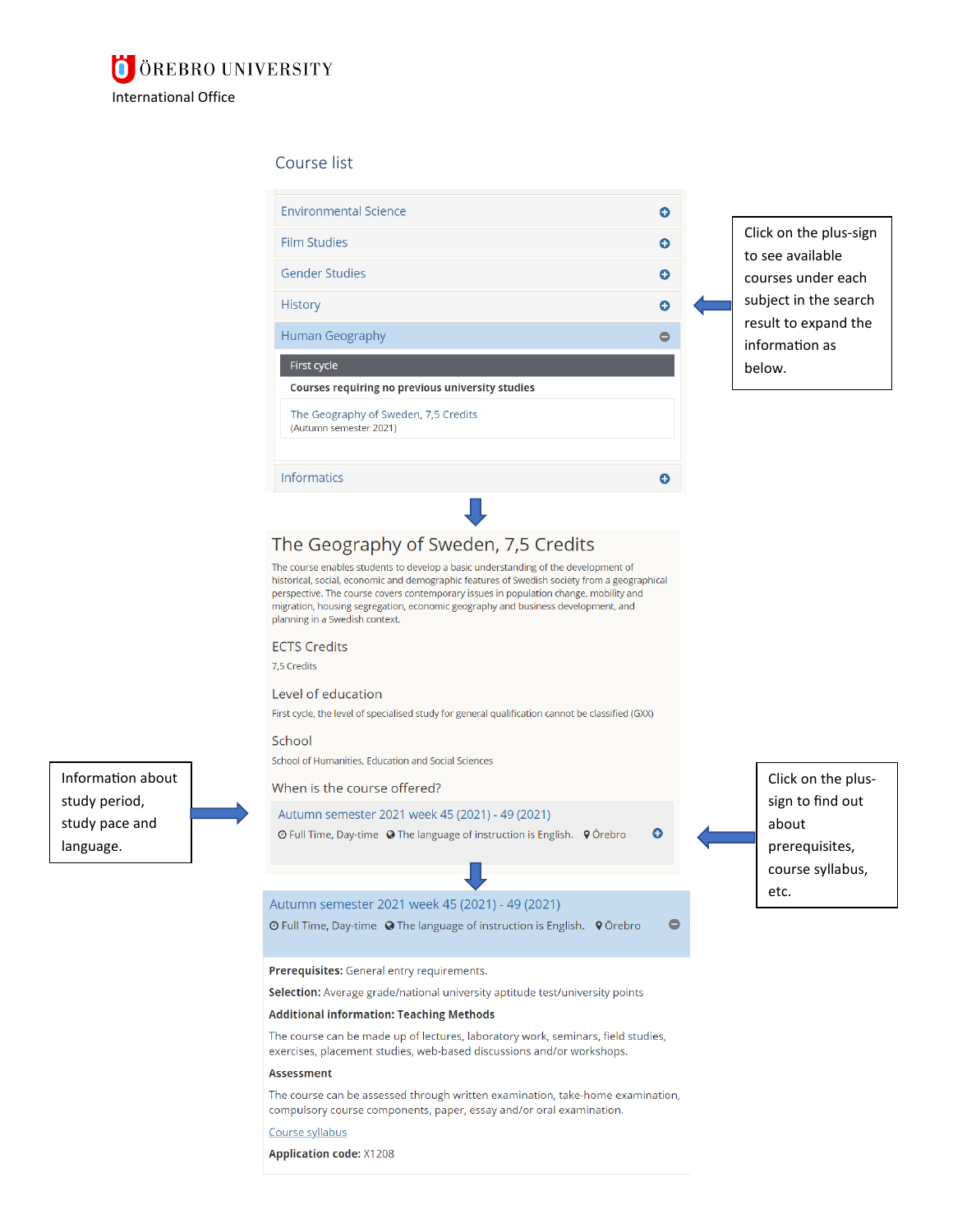ÖREBRO UNIVERSITY

International Office

## Course list

- Environmental Science
- Film Studies
- Gender Studies
- History
- Human Geography
  - First cycle
  - **Courses requiring no previous university studies**
  - The Geography of Sweden, 7,5 Credits
    (Autumn semester 2021)
- Informatics

Click on the plus-sign to see available courses under each subject in the search result to expand the information as below.

## The Geography of Sweden, 7,5 Credits

The course enables students to develop a basic understanding of the development of historical, social, economic and demographic features of Swedish society from a geographical perspective. The course covers contemporary issues in population change, mobility and migration, housing segregation, economic geography and business development, and planning in a Swedish context.

### ECTS Credits

7,5 Credits

### Level of education

First cycle, the level of specialised study for general qualification cannot be classified (GXX)

### School

School of Humanities, Education and Social Sciences

### When is the course offered?

Autumn semester 2021 week 45 (2021) - 49 (2021)

Full Time, Day-time The language of instruction is English. Örebro

Information about study period, study pace and language.

Click on the plus-sign to find out about prerequisites, course syllabus, etc.

Autumn semester 2021 week 45 (2021) - 49 (2021)

Full Time, Day-time The language of instruction is English. Örebro

**Prerequisites:** General entry requirements.

**Selection:** Average grade/national university aptitude test/university points

**Additional information: Teaching Methods**

The course can be made up of lectures, laboratory work, seminars, field studies, exercises, placement studies, web-based discussions and/or workshops.

**Assessment**

The course can be assessed through written examination, take-home examination, compulsory course components, paper, essay and/or oral examination.

Course syllabus

**Application code:** X1208